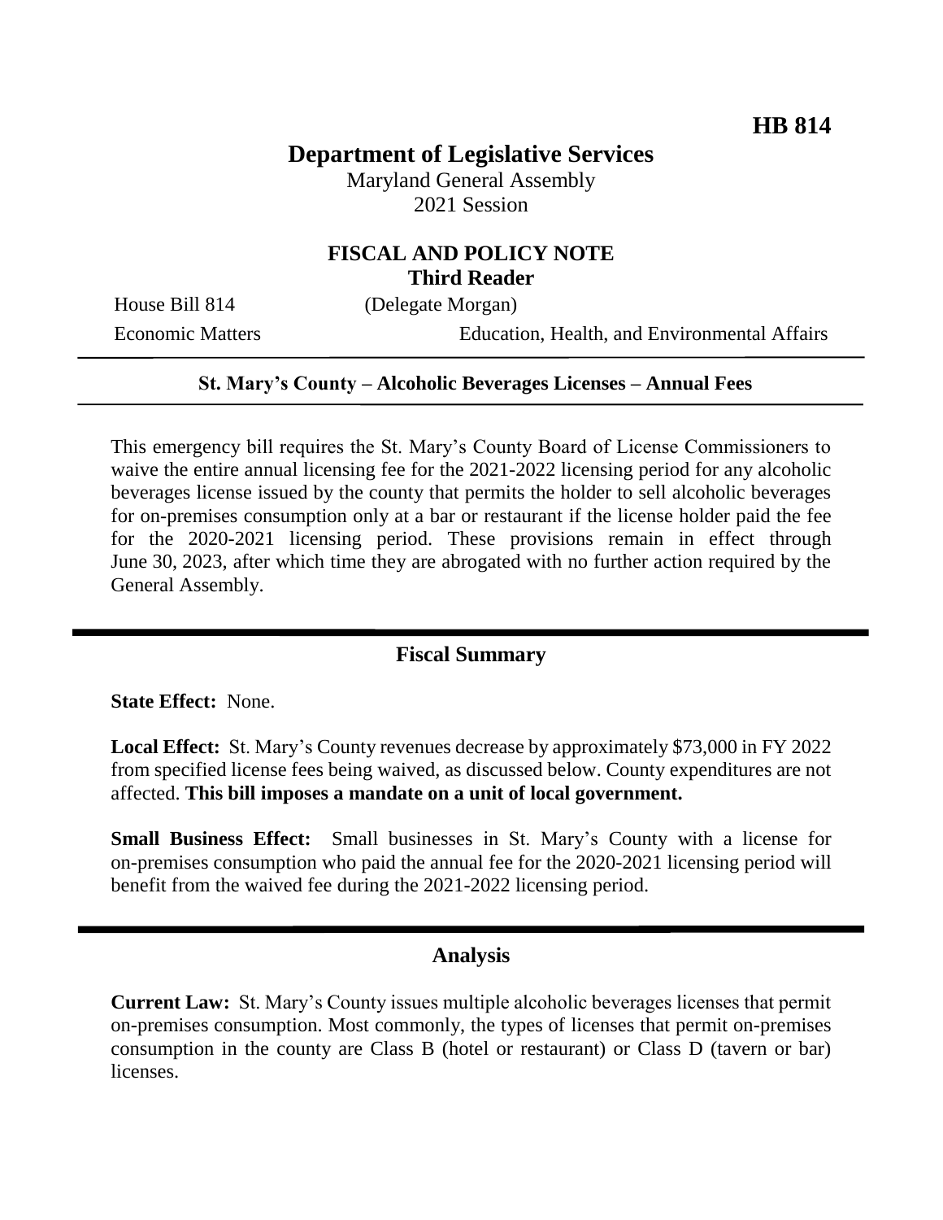**HB 814**

# Department of Legislative Services

Maryland General Assembly
2021 Session

## FISCAL AND POLICY NOTE
**Third Reader**

House Bill 814 (Delegate Morgan)

Economic Matters Education, Health, and Environmental Affairs

**St. Mary's County – Alcoholic Beverages Licenses – Annual Fees**

This emergency bill requires the St. Mary's County Board of License Commissioners to waive the entire annual licensing fee for the 2021-2022 licensing period for any alcoholic beverages license issued by the county that permits the holder to sell alcoholic beverages for on-premises consumption only at a bar or restaurant if the license holder paid the fee for the 2020-2021 licensing period. These provisions remain in effect through June 30, 2023, after which time they are abrogated with no further action required by the General Assembly.

## Fiscal Summary

**State Effect:** None.

**Local Effect:** St. Mary's County revenues decrease by approximately $73,000 in FY 2022 from specified license fees being waived, as discussed below. County expenditures are not affected. **This bill imposes a mandate on a unit of local government.**

**Small Business Effect:** Small businesses in St. Mary's County with a license for on-premises consumption who paid the annual fee for the 2020-2021 licensing period will benefit from the waived fee during the 2021-2022 licensing period.

## Analysis

**Current Law:** St. Mary's County issues multiple alcoholic beverages licenses that permit on-premises consumption. Most commonly, the types of licenses that permit on-premises consumption in the county are Class B (hotel or restaurant) or Class D (tavern or bar) licenses.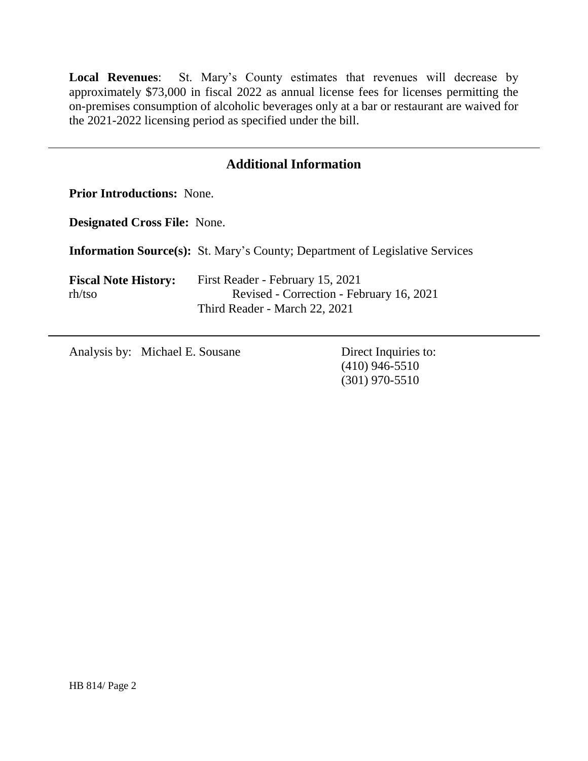**Local Revenues**: St. Mary's County estimates that revenues will decrease by approximately $73,000 in fiscal 2022 as annual license fees for licenses permitting the on-premises consumption of alcoholic beverages only at a bar or restaurant are waived for the 2021-2022 licensing period as specified under the bill.

---

## Additional Information

**Prior Introductions:** None.

**Designated Cross File:** None.

**Information Source(s):** St. Mary's County; Department of Legislative Services

**Fiscal Note History:** First Reader - February 15, 2021
rh/tso Revised - Correction - February 16, 2021
Third Reader - March 22, 2021

---

Analysis by: Michael E. Sousane

Direct Inquiries to:
(410) 946-5510
(301) 970-5510